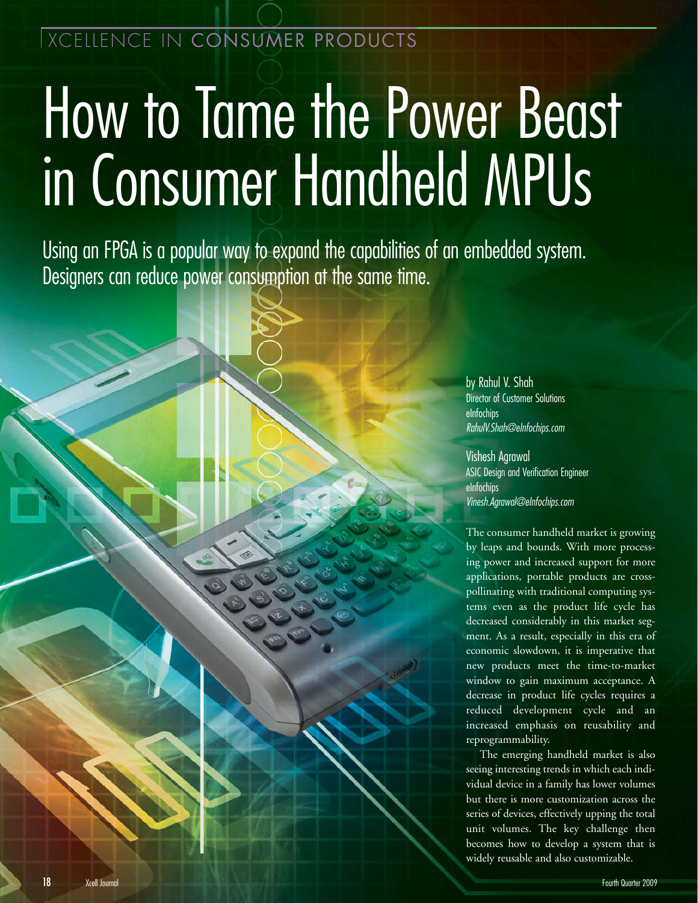# How to Tame the Power Beast in Consumer Handheld MPUs

Using an FPGA is a popular way to expand the capabilities of an embedded system. Designers can reduce power consumption at the same time.

by Rahul V. Shah
Director of Customer Solutions
eInfochips
*RahulV.Shah@eInfochips.com*

Vishesh Agrawal
ASIC Design and Verification Engineer
eInfochips
*Vinesh.Agrawal@eInfochips.com*

The consumer handheld market is growing by leaps and bounds. With more processing power and increased support for more applications, portable products are cross-pollinating with traditional computing systems even as the product life cycle has decreased considerably in this market segment. As a result, especially in this era of economic slowdown, it is imperative that new products meet the time-to-market window to gain maximum acceptance. A decrease in product life cycles requires a reduced development cycle and an increased emphasis on reusability and reprogrammability.

The emerging handheld market is also seeing interesting trends in which each individual device in a family has lower volumes but there is more customization across the series of devices, effectively upping the total unit volumes. The key challenge then becomes how to develop a system that is widely reusable and also customizable.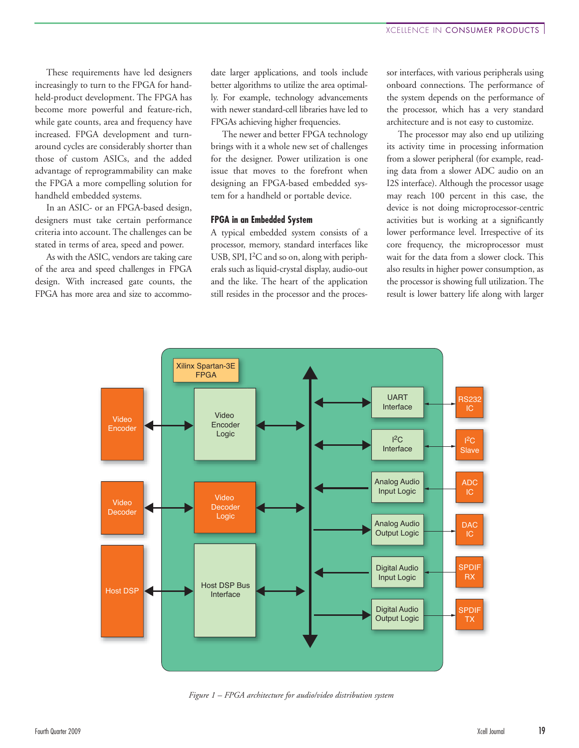These requirements have led designers increasingly to turn to the FPGA for handheld-product development. The FPGA has become more powerful and feature-rich, while gate counts, area and frequency have increased. FPGA development and turnaround cycles are considerably shorter than those of custom ASICs, and the added advantage of reprogrammability can make the FPGA a more compelling solution for handheld embedded systems.

In an ASIC- or an FPGA-based design, designers must take certain performance criteria into account. The challenges can be stated in terms of area, speed and power.

As with the ASIC, vendors are taking care of the area and speed challenges in FPGA design. With increased gate counts, the FPGA has more area and size to accommodate larger applications, and tools include better algorithms to utilize the area optimally. For example, technology advancements with newer standard-cell libraries have led to FPGAs achieving higher frequencies.

The newer and better FPGA technology brings with it a whole new set of challenges for the designer. Power utilization is one issue that moves to the forefront when designing an FPGA-based embedded system for a handheld or portable device.

### FPGA in an Embedded System

A typical embedded system consists of a processor, memory, standard interfaces like USB, SPI, I$^2$C and so on, along with peripherals such as liquid-crystal display, audio-out and the like. The heart of the application still resides in the processor and the processor interfaces, with various peripherals using onboard connections. The performance of the system depends on the performance of the processor, which has a very standard architecture and is not easy to customize.

The processor may also end up utilizing its activity time in processing information from a slower peripheral (for example, reading data from a slower ADC audio on an I2S interface). Although the processor usage may reach 100 percent in this case, the device is not doing microprocessor-centric activities but is working at a significantly lower performance level. Irrespective of its core frequency, the microprocessor must wait for the data from a slower clock. This also results in higher power consumption, as the processor is showing full utilization. The result is lower battery life along with larger

*Figure 1 – FPGA architecture for audio/video distribution system*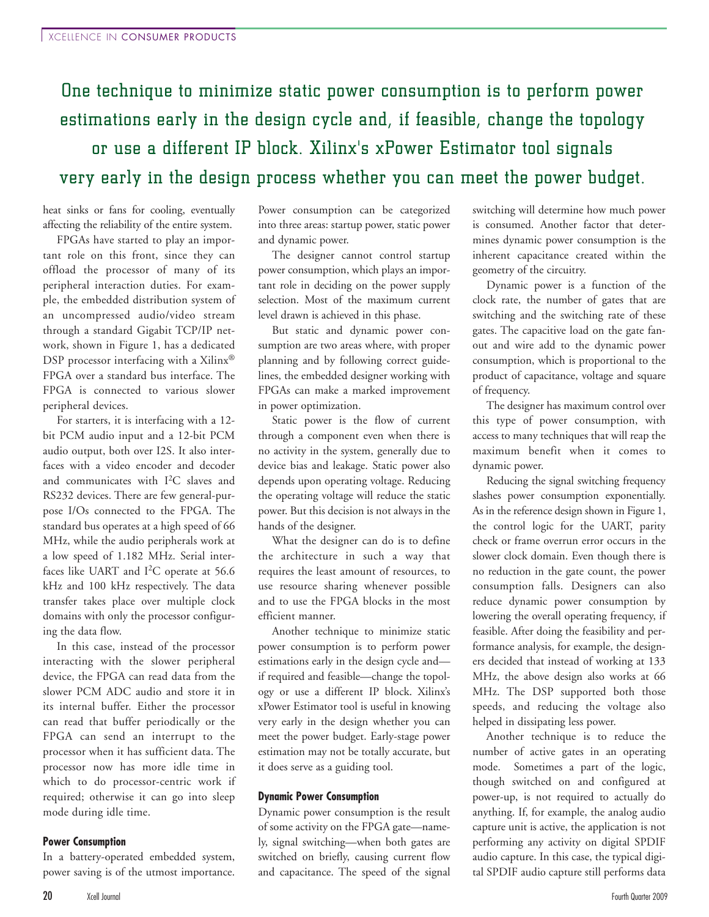> One technique to minimize static power consumption is to perform power estimations early in the design cycle and, if feasible, change the topology or use a different IP block. Xilinx's xPower Estimator tool signals very early in the design process whether you can meet the power budget.

heat sinks or fans for cooling, eventually affecting the reliability of the entire system.

FPGAs have started to play an important role on this front, since they can offload the processor of many of its peripheral interaction duties. For example, the embedded distribution system of an uncompressed audio/video stream through a standard Gigabit TCP/IP network, shown in Figure 1, has a dedicated DSP processor interfacing with a Xilinx® FPGA over a standard bus interface. The FPGA is connected to various slower peripheral devices.

For starters, it is interfacing with a 12-bit PCM audio input and a 12-bit PCM audio output, both over I2S. It also interfaces with a video encoder and decoder and communicates with I$^2$C slaves and RS232 devices. There are few general-purpose I/Os connected to the FPGA. The standard bus operates at a high speed of 66 MHz, while the audio peripherals work at a low speed of 1.182 MHz. Serial interfaces like UART and I$^2$C operate at 56.6 kHz and 100 kHz respectively. The data transfer takes place over multiple clock domains with only the processor configuring the data flow.

In this case, instead of the processor interacting with the slower peripheral device, the FPGA can read data from the slower PCM ADC audio and store it in its internal buffer. Either the processor can read that buffer periodically or the FPGA can send an interrupt to the processor when it has sufficient data. The processor now has more idle time in which to do processor-centric work if required; otherwise it can go into sleep mode during idle time.

### Power Consumption

In a battery-operated embedded system, power saving is of the utmost importance. Power consumption can be categorized into three areas: startup power, static power and dynamic power.

The designer cannot control startup power consumption, which plays an important role in deciding on the power supply selection. Most of the maximum current level drawn is achieved in this phase.

But static and dynamic power consumption are two areas where, with proper planning and by following correct guidelines, the embedded designer working with FPGAs can make a marked improvement in power optimization.

Static power is the flow of current through a component even when there is no activity in the system, generally due to device bias and leakage. Static power also depends upon operating voltage. Reducing the operating voltage will reduce the static power. But this decision is not always in the hands of the designer.

What the designer can do is to define the architecture in such a way that requires the least amount of resources, to use resource sharing whenever possible and to use the FPGA blocks in the most efficient manner.

Another technique to minimize static power consumption is to perform power estimations early in the design cycle and—if required and feasible—change the topology or use a different IP block. Xilinx's xPower Estimator tool is useful in knowing very early in the design whether you can meet the power budget. Early-stage power estimation may not be totally accurate, but it does serve as a guiding tool.

### Dynamic Power Consumption

Dynamic power consumption is the result of some activity on the FPGA gate—namely, signal switching—when both gates are switched on briefly, causing current flow and capacitance. The speed of the signal switching will determine how much power is consumed. Another factor that determines dynamic power consumption is the inherent capacitance created within the geometry of the circuitry.

Dynamic power is a function of the clock rate, the number of gates that are switching and the switching rate of these gates. The capacitive load on the gate fanout and wire add to the dynamic power consumption, which is proportional to the product of capacitance, voltage and square of frequency.

The designer has maximum control over this type of power consumption, with access to many techniques that will reap the maximum benefit when it comes to dynamic power.

Reducing the signal switching frequency slashes power consumption exponentially. As in the reference design shown in Figure 1, the control logic for the UART, parity check or frame overrun error occurs in the slower clock domain. Even though there is no reduction in the gate count, the power consumption falls. Designers can also reduce dynamic power consumption by lowering the overall operating frequency, if feasible. After doing the feasibility and performance analysis, for example, the designers decided that instead of working at 133 MHz, the above design also works at 66 MHz. The DSP supported both those speeds, and reducing the voltage also helped in dissipating less power.

Another technique is to reduce the number of active gates in an operating mode. Sometimes a part of the logic, though switched on and configured at power-up, is not required to actually do anything. If, for example, the analog audio capture unit is active, the application is not performing any activity on digital SPDIF audio capture. In this case, the typical digital SPDIF audio capture still performs data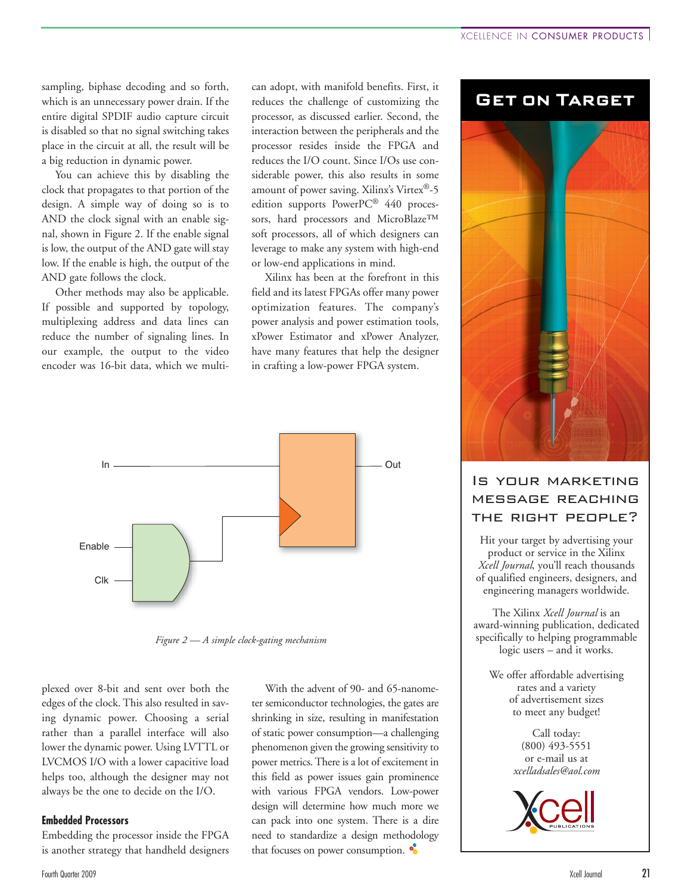sampling, biphase decoding and so forth, which is an unnecessary power drain. If the entire digital SPDIF audio capture circuit is disabled so that no signal switching takes place in the circuit at all, the result will be a big reduction in dynamic power.

You can achieve this by disabling the clock that propagates to that portion of the design. A simple way of doing so is to AND the clock signal with an enable signal, shown in Figure 2. If the enable signal is low, the output of the AND gate will stay low. If the enable is high, the output of the AND gate follows the clock.

Other methods may also be applicable. If possible and supported by topology, multiplexing address and data lines can reduce the number of signaling lines. In our example, the output to the video encoder was 16-bit data, which we multiplexed over 8-bit and sent over both the edges of the clock. This also resulted in saving dynamic power. Choosing a serial rather than a parallel interface will also lower the dynamic power. Using LVTTL or LVCMOS I/O with a lower capacitive load helps too, although the designer may not always be the one to decide on the I/O.

### Embedded Processors

Embedding the processor inside the FPGA is another strategy that handheld designers can adopt, with manifold benefits. First, it reduces the challenge of customizing the processor, as discussed earlier. Second, the interaction between the peripherals and the processor resides inside the FPGA and reduces the I/O count. Since I/Os use considerable power, this also results in some amount of power saving. Xilinx's Virtex®-5 edition supports PowerPC® 440 processors, hard processors and MicroBlaze™ soft processors, all of which designers can leverage to make any system with high-end or low-end applications in mind.

Xilinx has been at the forefront in this field and its latest FPGAs offer many power optimization features. The company's power analysis and power estimation tools, xPower Estimator and xPower Analyzer, have many features that help the designer in crafting a low-power FPGA system.

In
Out
Enable
Clk

*Figure 2 — A simple clock-gating mechanism*

With the advent of 90- and 65-nanometer semiconductor technologies, the gates are shrinking in size, resulting in manifestation of static power consumption—a challenging phenomenon given the growing sensitivity to power metrics. There is a lot of excitement in this field as power issues gain prominence with various FPGA vendors. Low-power design will determine how much more we can pack into one system. There is a dire need to standardize a design methodology that focuses on power consumption.

## Get on Target

### Is your marketing message reaching the right people?

Hit your target by advertising your product or service in the Xilinx *Xcell Journal*, you'll reach thousands of qualified engineers, designers, and engineering managers worldwide.

The Xilinx *Xcell Journal* is an award-winning publication, dedicated specifically to helping programmable logic users – and it works.

We offer affordable advertising rates and a variety of advertisement sizes to meet any budget!

Call today:
(800) 493-5551
or e-mail us at
*xcelladsales@aol.com*

Xcell
PUBLICATIONS